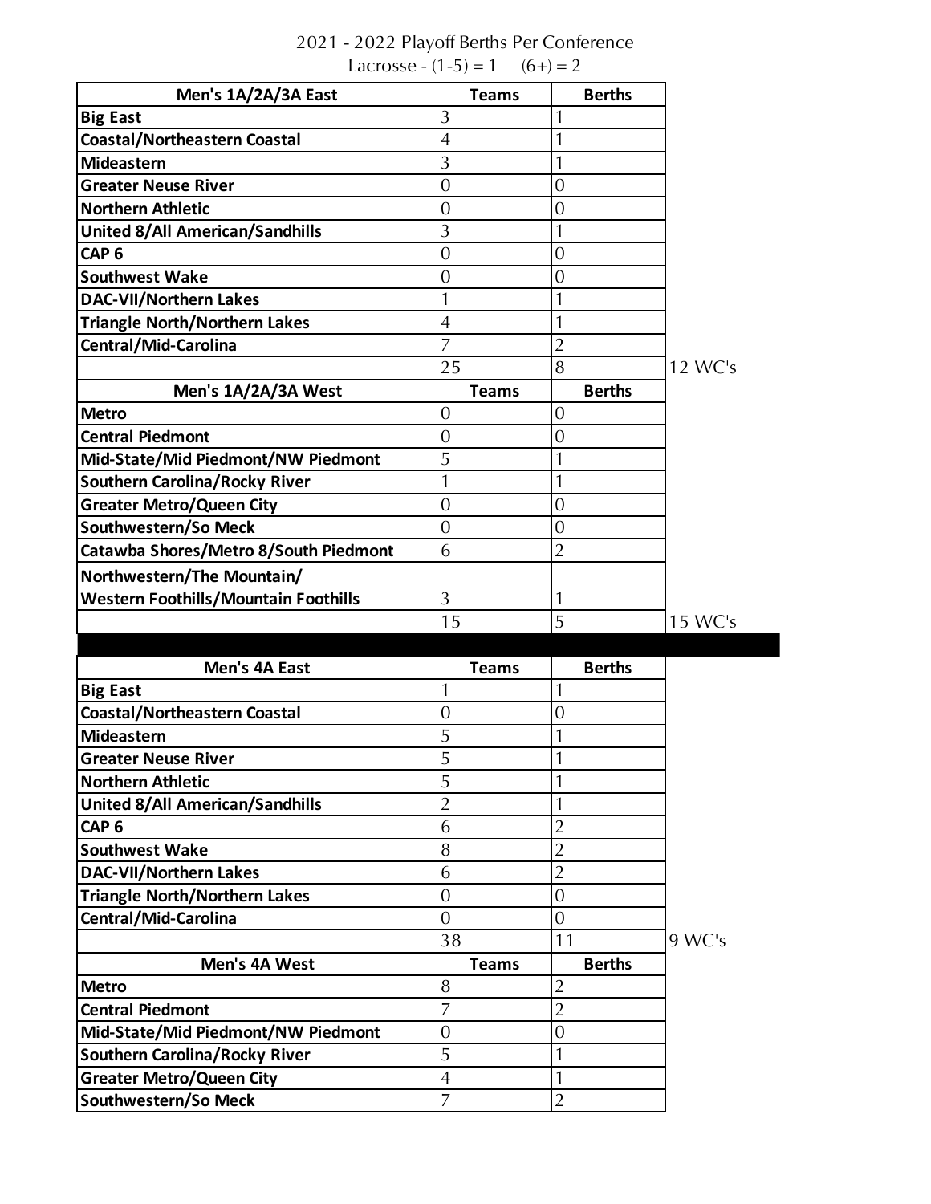# 2021 - 2022 Playoff Berths Per Conference

Lacrosse - (1-5) = 1  (6+) = 2

| Men's 1A/2A/3A East | Teams | Berths | |
|---|---|---|---|
| Big East | 3 | 1 | |
| Coastal/Northeastern Coastal | 4 | 1 | |
| Mideastern | 3 | 1 | |
| Greater Neuse River | 0 | 0 | |
| Northern Athletic | 0 | 0 | |
| United 8/All American/Sandhills | 3 | 1 | |
| CAP 6 | 0 | 0 | |
| Southwest Wake | 0 | 0 | |
| DAC-VII/Northern Lakes | 1 | 1 | |
| Triangle North/Northern Lakes | 4 | 1 | |
| Central/Mid-Carolina | 7 | 2 | |
| | 25 | 8 | 12 WC's |

| Men's 1A/2A/3A West | Teams | Berths | |
|---|---|---|---|
| Metro | 0 | 0 | |
| Central Piedmont | 0 | 0 | |
| Mid-State/Mid Piedmont/NW Piedmont | 5 | 1 | |
| Southern Carolina/Rocky River | 1 | 1 | |
| Greater Metro/Queen City | 0 | 0 | |
| Southwestern/So Meck | 0 | 0 | |
| Catawba Shores/Metro 8/South Piedmont | 6 | 2 | |
| Northwestern/The Mountain/ Western Foothills/Mountain Foothills | 3 | 1 | |
| | 15 | 5 | 15 WC's |

| Men's 4A East | Teams | Berths | |
|---|---|---|---|
| Big East | 1 | 1 | |
| Coastal/Northeastern Coastal | 0 | 0 | |
| Mideastern | 5 | 1 | |
| Greater Neuse River | 5 | 1 | |
| Northern Athletic | 5 | 1 | |
| United 8/All American/Sandhills | 2 | 1 | |
| CAP 6 | 6 | 2 | |
| Southwest Wake | 8 | 2 | |
| DAC-VII/Northern Lakes | 6 | 2 | |
| Triangle North/Northern Lakes | 0 | 0 | |
| Central/Mid-Carolina | 0 | 0 | |
| | 38 | 11 | 9 WC's |

| Men's 4A West | Teams | Berths |
|---|---|---|
| Metro | 8 | 2 |
| Central Piedmont | 7 | 2 |
| Mid-State/Mid Piedmont/NW Piedmont | 0 | 0 |
| Southern Carolina/Rocky River | 5 | 1 |
| Greater Metro/Queen City | 4 | 1 |
| Southwestern/So Meck | 7 | 2 |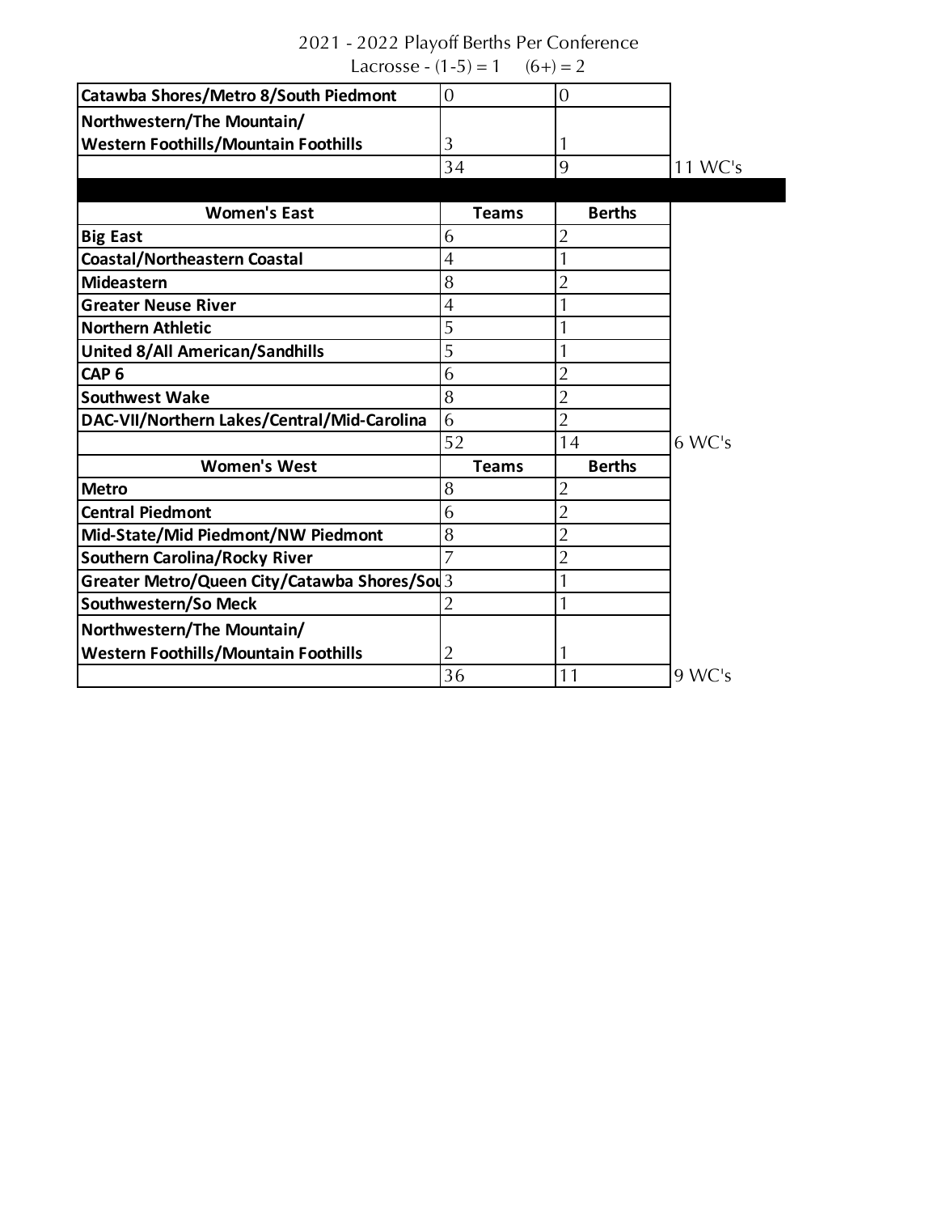2021 - 2022 Playoff Berths Per Conference

Lacrosse - (1-5) = 1 (6+) = 2

| | | | |
|---|---|---|---|
| **Catawba Shores/Metro 8/South Piedmont** | 0 | 0 | |
| **Northwestern/The Mountain/ Western Foothills/Mountain Foothills** | 3 | 1 | |
| | 34 | 9 | 11 WC's |

| **Women's East** | **Teams** | **Berths** | |
|---|---|---|---|
| **Big East** | 6 | 2 | |
| **Coastal/Northeastern Coastal** | 4 | 1 | |
| **Mideastern** | 8 | 2 | |
| **Greater Neuse River** | 4 | 1 | |
| **Northern Athletic** | 5 | 1 | |
| **United 8/All American/Sandhills** | 5 | 1 | |
| **CAP 6** | 6 | 2 | |
| **Southwest Wake** | 8 | 2 | |
| **DAC-VII/Northern Lakes/Central/Mid-Carolina** | 6 | 2 | |
| | 52 | 14 | 6 WC's |
| **Women's West** | **Teams** | **Berths** | |
| **Metro** | 8 | 2 | |
| **Central Piedmont** | 6 | 2 | |
| **Mid-State/Mid Piedmont/NW Piedmont** | 8 | 2 | |
| **Southern Carolina/Rocky River** | 7 | 2 | |
| **Greater Metro/Queen City/Catawba Shores/Sou** | 3 | 1 | |
| **Southwestern/So Meck** | 2 | 1 | |
| **Northwestern/The Mountain/ Western Foothills/Mountain Foothills** | 2 | 1 | |
| | 36 | 11 | 9 WC's |